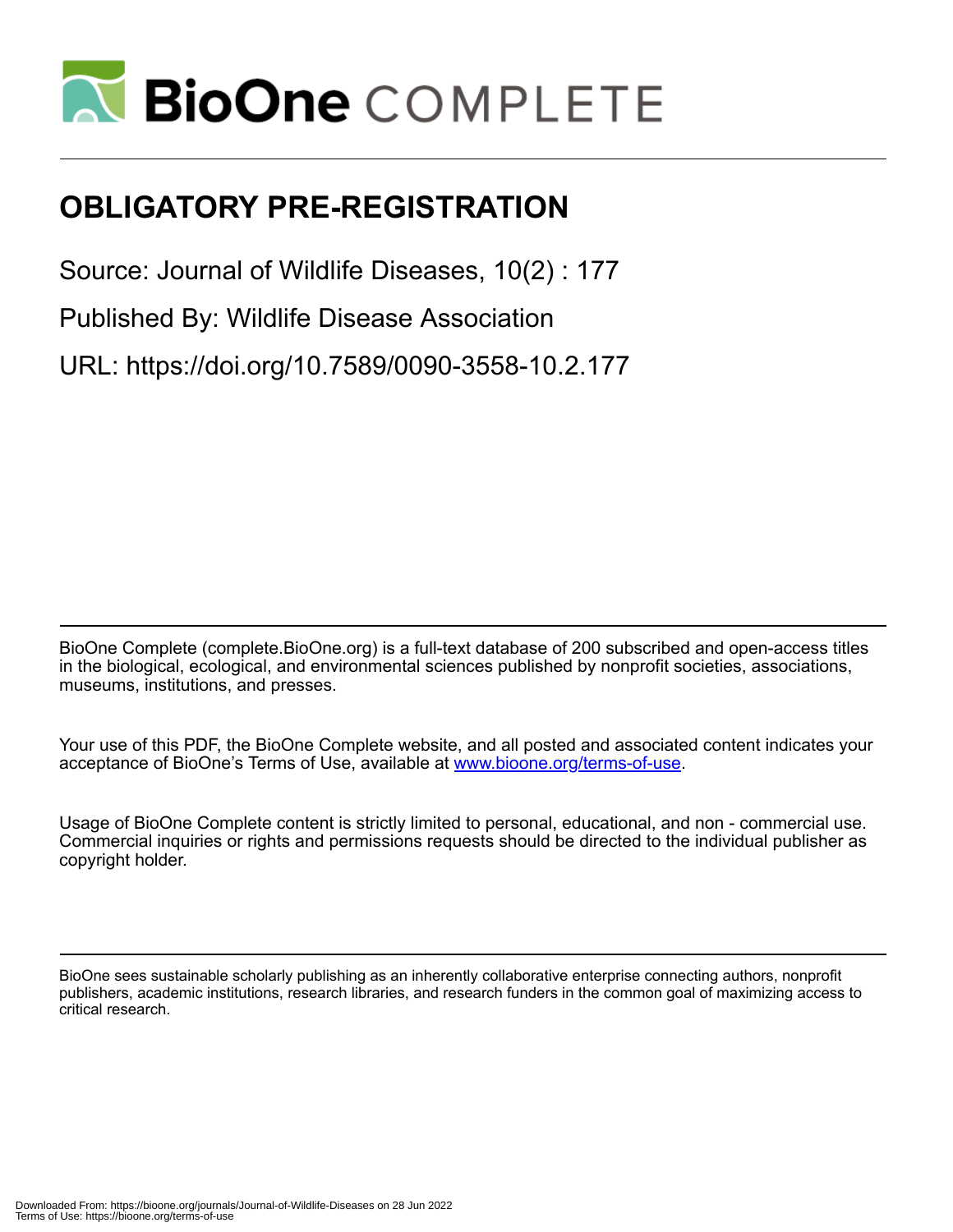# OBLIGATORY PRE-REGISTRATION

Source: Journal of Wildlife Diseases, 10(2) : 177

Published By: Wildlife Disease Association

URL: https://doi.org/10.7589/0090-3558-10.2.177

BioOne Complete (complete.BioOne.org) is a full-text database of 200 subscribed and open-access titles in the biological, ecological, and environmental sciences published by nonprofit societies, associations, museums, institutions, and presses.

Your use of this PDF, the BioOne Complete website, and all posted and associated content indicates your acceptance of BioOne's Terms of Use, available at www.bioone.org/terms-of-use.

Usage of BioOne Complete content is strictly limited to personal, educational, and non - commercial use. Commercial inquiries or rights and permissions requests should be directed to the individual publisher as copyright holder.

BioOne sees sustainable scholarly publishing as an inherently collaborative enterprise connecting authors, nonprofit publishers, academic institutions, research libraries, and research funders in the common goal of maximizing access to critical research.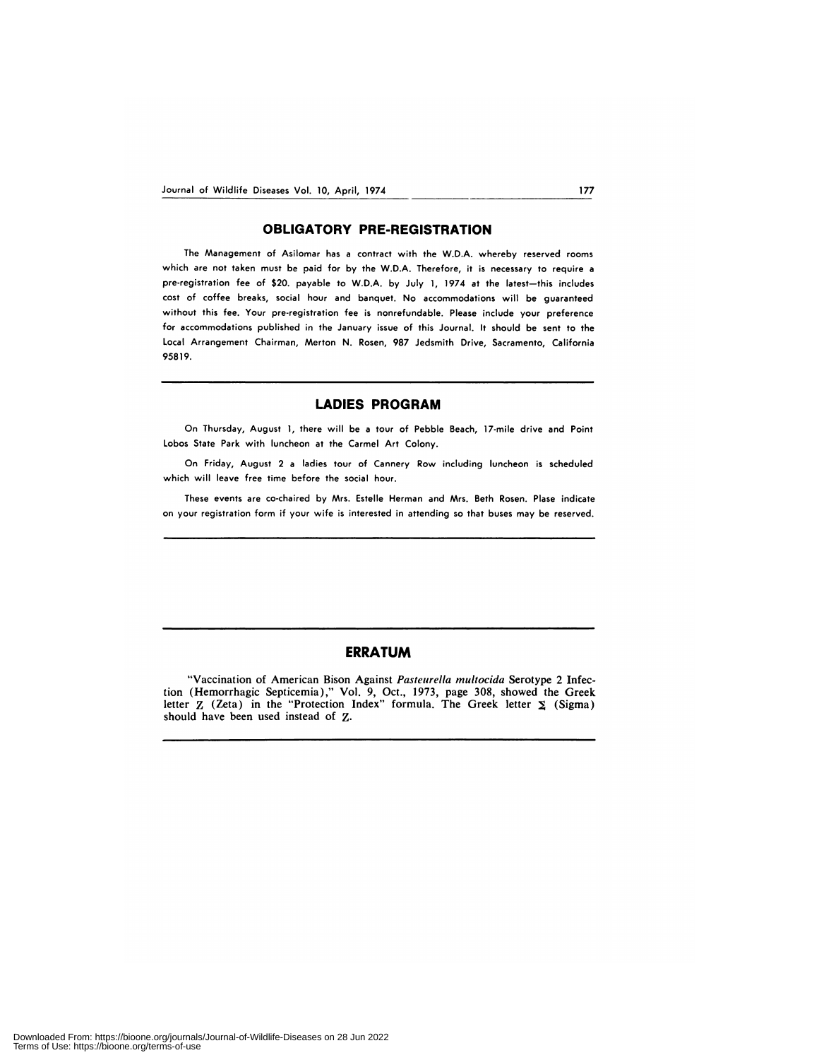## OBLIGATORY PRE-REGISTRATION

The Management of Asilomar has a contract with the W.D.A. whereby reserved rooms which are not taken must be paid for by the W.D.A. Therefore, it is necessary to require a pre-registration fee of $20. payable to W.D.A. by July 1, 1974 at the latest—this includes cost of coffee breaks, social hour and banquet. No accommodations will be guaranteed without this fee. Your pre-registration fee is nonrefundable. Please include your preference for accommodations published in the January issue of this Journal. It should be sent to the Local Arrangement Chairman, Merton N. Rosen, 987 Jedsmith Drive, Sacramento, California 95819.

## LADIES PROGRAM

On Thursday, August 1, there will be a tour of Pebble Beach, 17-mile drive and Point Lobos State Park with luncheon at the Carmel Art Colony.

On Friday, August 2 a ladies tour of Cannery Row including luncheon is scheduled which will leave free time before the social hour.

These events are co-chaired by Mrs. Estelle Herman and Mrs. Beth Rosen. Plase indicate on your registration form if your wife is interested in attending so that buses may be reserved.

## ERRATUM

"Vaccination of American Bison Against *Pasteurella multocida* Serotype 2 Infection (Hemorrhagic Septicemia)," Vol. 9, Oct., 1973, page 308, showed the Greek letter Z (Zeta) in the "Protection Index" formula. The Greek letter Σ (Sigma) should have been used instead of Z.